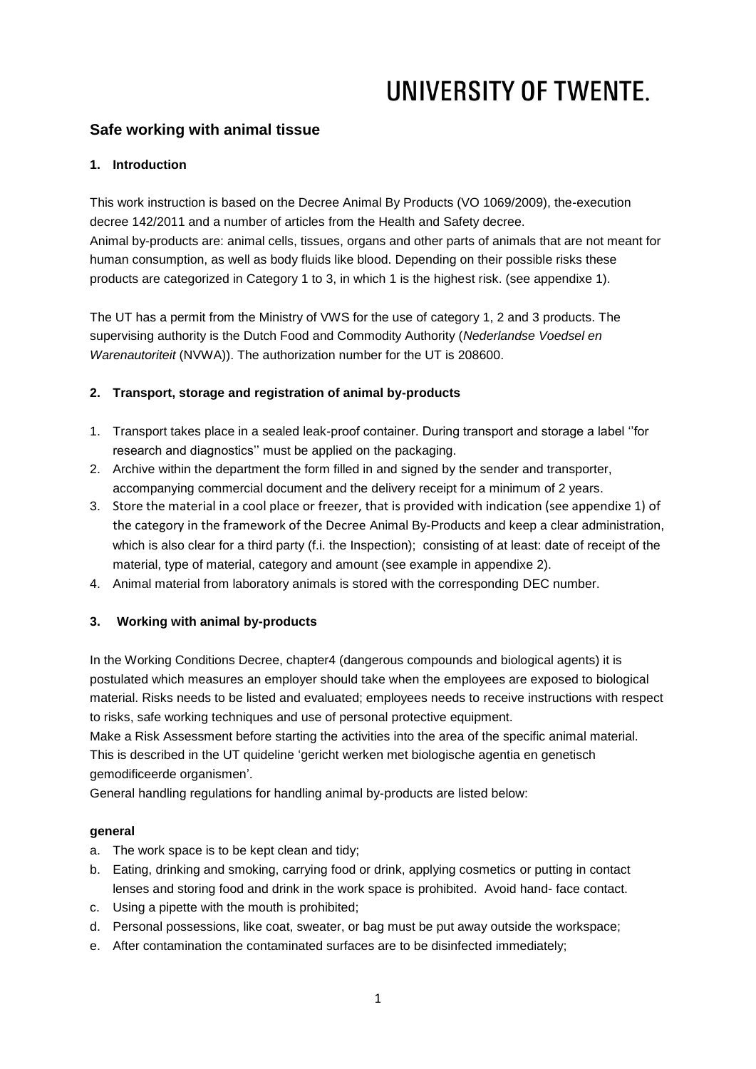# UNIVERSITY OF TWENTE.

## Safe working with animal tissue

### 1. Introduction

This work instruction is based on the Decree Animal By Products (VO 1069/2009), the-execution decree 142/2011 and a number of articles from the Health and Safety decree.
Animal by-products are: animal cells, tissues, organs and other parts of animals that are not meant for human consumption, as well as body fluids like blood. Depending on their possible risks these products are categorized in Category 1 to 3, in which 1 is the highest risk. (see appendixe 1).

The UT has a permit from the Ministry of VWS for the use of category 1, 2 and 3 products. The supervising authority is the Dutch Food and Commodity Authority (*Nederlandse Voedsel en Warenautoriteit* (NVWA)). The authorization number for the UT is 208600.

### 2. Transport, storage and registration of animal by-products

1. Transport takes place in a sealed leak-proof container. During transport and storage a label ''for research and diagnostics'' must be applied on the packaging.
2. Archive within the department the form filled in and signed by the sender and transporter, accompanying commercial document and the delivery receipt for a minimum of 2 years.
3. Store the material in a cool place or freezer, that is provided with indication (see appendixe 1) of the category in the framework of the Decree Animal By-Products and keep a clear administration, which is also clear for a third party (f.i. the Inspection); consisting of at least: date of receipt of the material, type of material, category and amount (see example in appendixe 2).
4. Animal material from laboratory animals is stored with the corresponding DEC number.

### 3. Working with animal by-products

In the Working Conditions Decree, chapter4 (dangerous compounds and biological agents) it is postulated which measures an employer should take when the employees are exposed to biological material. Risks needs to be listed and evaluated; employees needs to receive instructions with respect to risks, safe working techniques and use of personal protective equipment.
Make a Risk Assessment before starting the activities into the area of the specific animal material. This is described in the UT quideline 'gericht werken met biologische agentia en genetisch gemodificeerde organismen'.
General handling regulations for handling animal by-products are listed below:

**general**

a. The work space is to be kept clean and tidy;
b. Eating, drinking and smoking, carrying food or drink, applying cosmetics or putting in contact lenses and storing food and drink in the work space is prohibited. Avoid hand- face contact.
c. Using a pipette with the mouth is prohibited;
d. Personal possessions, like coat, sweater, or bag must be put away outside the workspace;
e. After contamination the contaminated surfaces are to be disinfected immediately;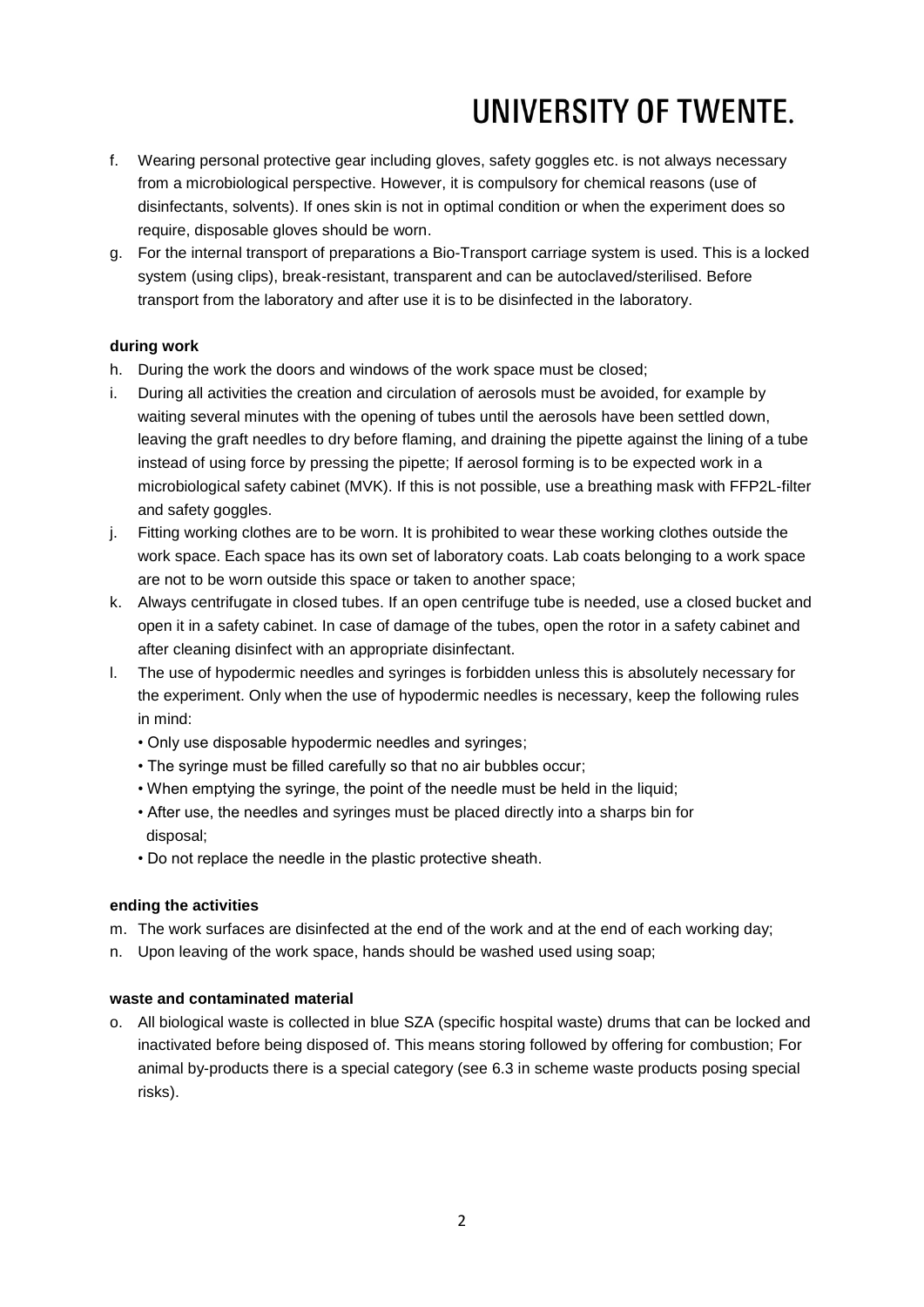f. Wearing personal protective gear including gloves, safety goggles etc. is not always necessary from a microbiological perspective. However, it is compulsory for chemical reasons (use of disinfectants, solvents). If ones skin is not in optimal condition or when the experiment does so require, disposable gloves should be worn.
g. For the internal transport of preparations a Bio-Transport carriage system is used. This is a locked system (using clips), break-resistant, transparent and can be autoclaved/sterilised. Before transport from the laboratory and after use it is to be disinfected in the laboratory.

**during work**

h. During the work the doors and windows of the work space must be closed;
i. During all activities the creation and circulation of aerosols must be avoided, for example by waiting several minutes with the opening of tubes until the aerosols have been settled down, leaving the graft needles to dry before flaming, and draining the pipette against the lining of a tube instead of using force by pressing the pipette; If aerosol forming is to be expected work in a microbiological safety cabinet (MVK). If this is not possible, use a breathing mask with FFP2L-filter and safety goggles.
j. Fitting working clothes are to be worn. It is prohibited to wear these working clothes outside the work space. Each space has its own set of laboratory coats. Lab coats belonging to a work space are not to be worn outside this space or taken to another space;
k. Always centrifugate in closed tubes. If an open centrifuge tube is needed, use a closed bucket and open it in a safety cabinet. In case of damage of the tubes, open the rotor in a safety cabinet and after cleaning disinfect with an appropriate disinfectant.
l. The use of hypodermic needles and syringes is forbidden unless this is absolutely necessary for the experiment. Only when the use of hypodermic needles is necessary, keep the following rules in mind:
   - Only use disposable hypodermic needles and syringes;
   - The syringe must be filled carefully so that no air bubbles occur;
   - When emptying the syringe, the point of the needle must be held in the liquid;
   - After use, the needles and syringes must be placed directly into a sharps bin for disposal;
   - Do not replace the needle in the plastic protective sheath.

**ending the activities**

m. The work surfaces are disinfected at the end of the work and at the end of each working day;
n. Upon leaving of the work space, hands should be washed used using soap;

**waste and contaminated material**

o. All biological waste is collected in blue SZA (specific hospital waste) drums that can be locked and inactivated before being disposed of. This means storing followed by offering for combustion; For animal by-products there is a special category (see 6.3 in scheme waste products posing special risks).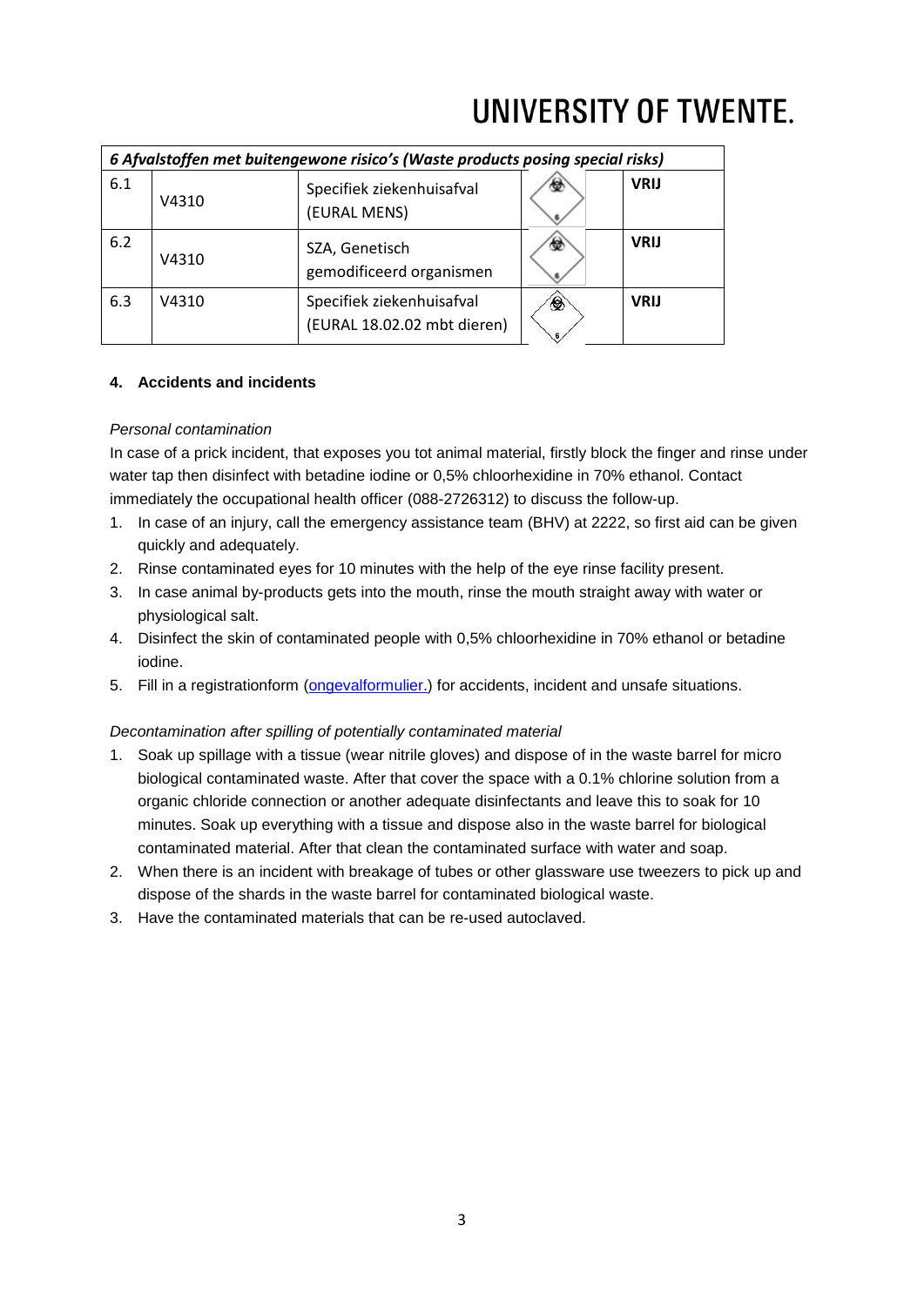| *6 Afvalstoffen met buitengewone risico's (Waste products posing special risks)* | | | | | |
|---|---|---|---|---|---|
| 6.1 | V4310 | Specifiek ziekenhuisafval (EURAL MENS) | | | **VRIJ** |
| 6.2 | V4310 | SZA, Genetisch gemodificeerd organismen | | | **VRIJ** |
| 6.3 | V4310 | Specifiek ziekenhuisafval (EURAL 18.02.02 mbt dieren) | | | **VRIJ** |

#### 4. Accidents and incidents

*Personal contamination*

In case of a prick incident, that exposes you tot animal material, firstly block the finger and rinse under water tap then disinfect with betadine iodine or 0,5% chloorhexidine in 70% ethanol. Contact immediately the occupational health officer (088-2726312) to discuss the follow-up.

1. In case of an injury, call the emergency assistance team (BHV) at 2222, so first aid can be given quickly and adequately.
2. Rinse contaminated eyes for 10 minutes with the help of the eye rinse facility present.
3. In case animal by-products gets into the mouth, rinse the mouth straight away with water or physiological salt.
4. Disinfect the skin of contaminated people with 0,5% chloorhexidine in 70% ethanol or betadine iodine.
5. Fill in a registrationform (ongevalformulier.) for accidents, incident and unsafe situations.

*Decontamination after spilling of potentially contaminated material*

1. Soak up spillage with a tissue (wear nitrile gloves) and dispose of in the waste barrel for micro biological contaminated waste. After that cover the space with a 0.1% chlorine solution from a organic chloride connection or another adequate disinfectants and leave this to soak for 10 minutes. Soak up everything with a tissue and dispose also in the waste barrel for biological contaminated material. After that clean the contaminated surface with water and soap.
2. When there is an incident with breakage of tubes or other glassware use tweezers to pick up and dispose of the shards in the waste barrel for contaminated biological waste.
3. Have the contaminated materials that can be re-used autoclaved.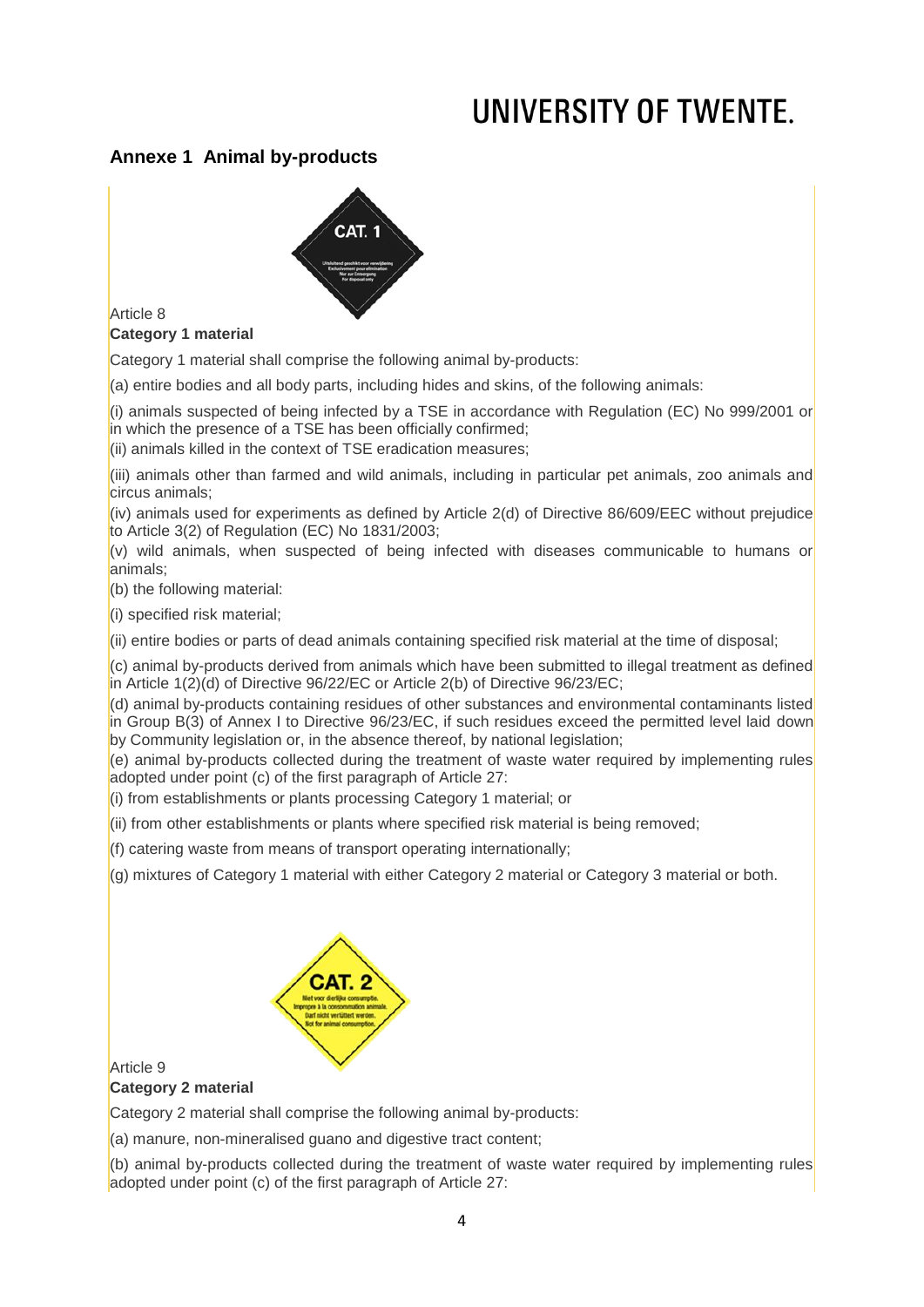## Annexe 1 Animal by-products

Article 8

**Category 1 material**

Category 1 material shall comprise the following animal by-products:

(a) entire bodies and all body parts, including hides and skins, of the following animals:

(i) animals suspected of being infected by a TSE in accordance with Regulation (EC) No 999/2001 or in which the presence of a TSE has been officially confirmed;

(ii) animals killed in the context of TSE eradication measures;

(iii) animals other than farmed and wild animals, including in particular pet animals, zoo animals and circus animals;

(iv) animals used for experiments as defined by Article 2(d) of Directive 86/609/EEC without prejudice to Article 3(2) of Regulation (EC) No 1831/2003;

(v) wild animals, when suspected of being infected with diseases communicable to humans or animals;

(b) the following material:

(i) specified risk material;

(ii) entire bodies or parts of dead animals containing specified risk material at the time of disposal;

(c) animal by-products derived from animals which have been submitted to illegal treatment as defined in Article 1(2)(d) of Directive 96/22/EC or Article 2(b) of Directive 96/23/EC;

(d) animal by-products containing residues of other substances and environmental contaminants listed in Group B(3) of Annex I to Directive 96/23/EC, if such residues exceed the permitted level laid down by Community legislation or, in the absence thereof, by national legislation;

(e) animal by-products collected during the treatment of waste water required by implementing rules adopted under point (c) of the first paragraph of Article 27:

(i) from establishments or plants processing Category 1 material; or

(ii) from other establishments or plants where specified risk material is being removed;

(f) catering waste from means of transport operating internationally;

(g) mixtures of Category 1 material with either Category 2 material or Category 3 material or both.

Article 9

**Category 2 material**

Category 2 material shall comprise the following animal by-products:

(a) manure, non-mineralised guano and digestive tract content;

(b) animal by-products collected during the treatment of waste water required by implementing rules adopted under point (c) of the first paragraph of Article 27: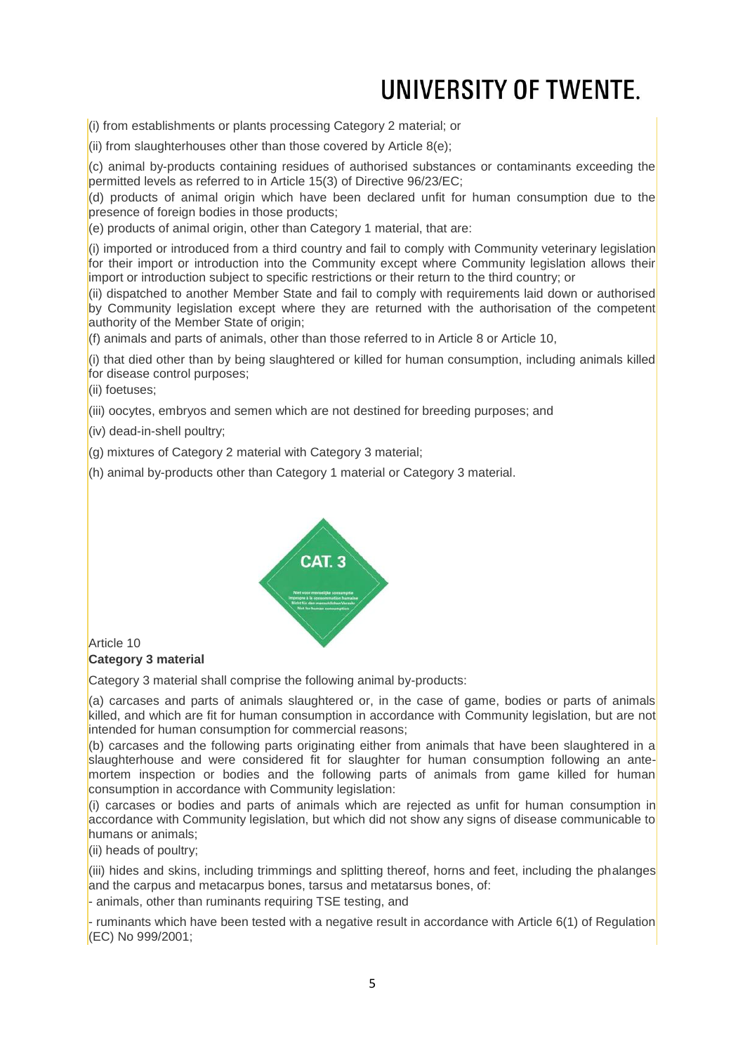(i) from establishments or plants processing Category 2 material; or

(ii) from slaughterhouses other than those covered by Article 8(e);

(c) animal by-products containing residues of authorised substances or contaminants exceeding the permitted levels as referred to in Article 15(3) of Directive 96/23/EC;

(d) products of animal origin which have been declared unfit for human consumption due to the presence of foreign bodies in those products;

(e) products of animal origin, other than Category 1 material, that are:

(i) imported or introduced from a third country and fail to comply with Community veterinary legislation for their import or introduction into the Community except where Community legislation allows their import or introduction subject to specific restrictions or their return to the third country; or

(ii) dispatched to another Member State and fail to comply with requirements laid down or authorised by Community legislation except where they are returned with the authorisation of the competent authority of the Member State of origin;

(f) animals and parts of animals, other than those referred to in Article 8 or Article 10,

(i) that died other than by being slaughtered or killed for human consumption, including animals killed for disease control purposes;

(ii) foetuses;

(iii) oocytes, embryos and semen which are not destined for breeding purposes; and

(iv) dead-in-shell poultry;

(g) mixtures of Category 2 material with Category 3 material;

(h) animal by-products other than Category 1 material or Category 3 material.

Article 10

**Category 3 material**

Category 3 material shall comprise the following animal by-products:

(a) carcases and parts of animals slaughtered or, in the case of game, bodies or parts of animals killed, and which are fit for human consumption in accordance with Community legislation, but are not intended for human consumption for commercial reasons;

(b) carcases and the following parts originating either from animals that have been slaughtered in a slaughterhouse and were considered fit for slaughter for human consumption following an ante-mortem inspection or bodies and the following parts of animals from game killed for human consumption in accordance with Community legislation:

(i) carcases or bodies and parts of animals which are rejected as unfit for human consumption in accordance with Community legislation, but which did not show any signs of disease communicable to humans or animals;

(ii) heads of poultry;

(iii) hides and skins, including trimmings and splitting thereof, horns and feet, including the phalanges and the carpus and metacarpus bones, tarsus and metatarsus bones, of:

- animals, other than ruminants requiring TSE testing, and
- ruminants which have been tested with a negative result in accordance with Article 6(1) of Regulation (EC) No 999/2001;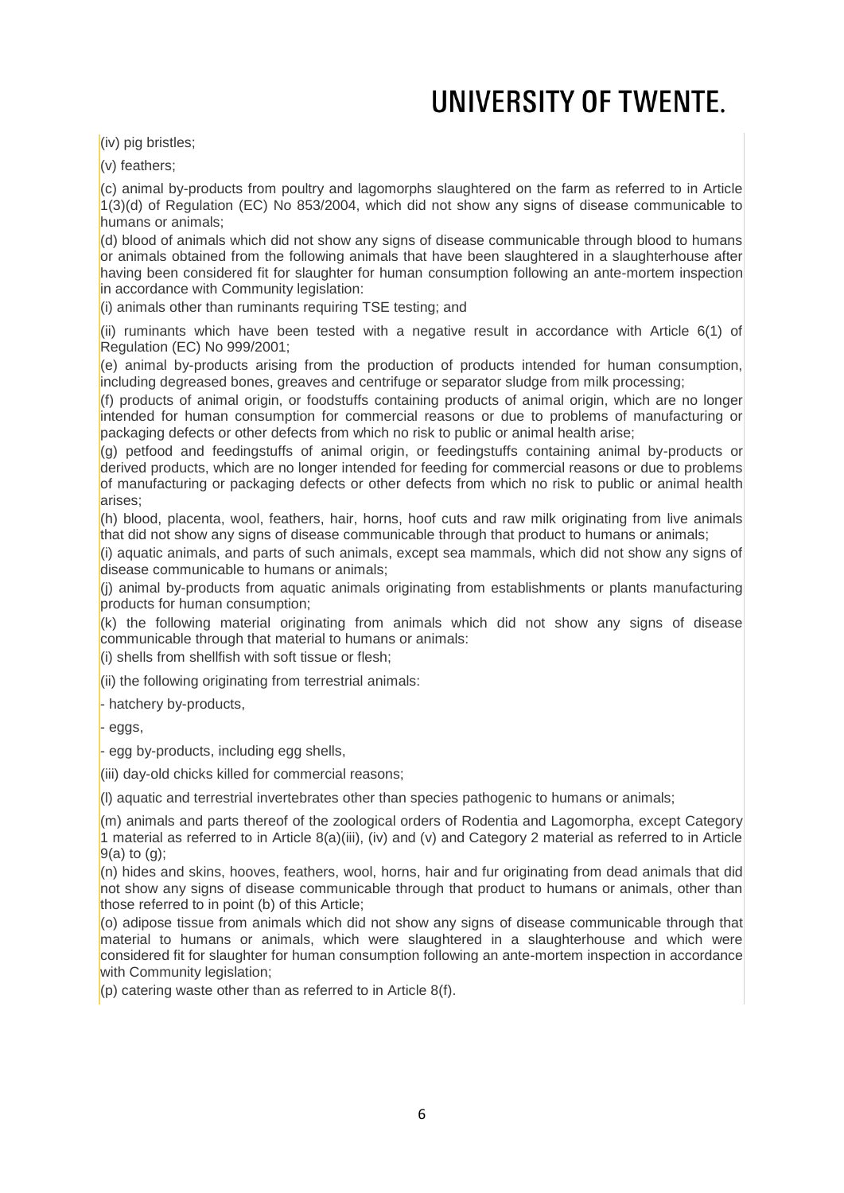(iv) pig bristles;

(v) feathers;

(c) animal by-products from poultry and lagomorphs slaughtered on the farm as referred to in Article 1(3)(d) of Regulation (EC) No 853/2004, which did not show any signs of disease communicable to humans or animals;

(d) blood of animals which did not show any signs of disease communicable through blood to humans or animals obtained from the following animals that have been slaughtered in a slaughterhouse after having been considered fit for slaughter for human consumption following an ante-mortem inspection in accordance with Community legislation:

(i) animals other than ruminants requiring TSE testing; and

(ii) ruminants which have been tested with a negative result in accordance with Article 6(1) of Regulation (EC) No 999/2001;

(e) animal by-products arising from the production of products intended for human consumption, including degreased bones, greaves and centrifuge or separator sludge from milk processing;

(f) products of animal origin, or foodstuffs containing products of animal origin, which are no longer intended for human consumption for commercial reasons or due to problems of manufacturing or packaging defects or other defects from which no risk to public or animal health arise;

(g) petfood and feedingstuffs of animal origin, or feedingstuffs containing animal by-products or derived products, which are no longer intended for feeding for commercial reasons or due to problems of manufacturing or packaging defects or other defects from which no risk to public or animal health arises;

(h) blood, placenta, wool, feathers, hair, horns, hoof cuts and raw milk originating from live animals that did not show any signs of disease communicable through that product to humans or animals;

(i) aquatic animals, and parts of such animals, except sea mammals, which did not show any signs of disease communicable to humans or animals;

(j) animal by-products from aquatic animals originating from establishments or plants manufacturing products for human consumption;

(k) the following material originating from animals which did not show any signs of disease communicable through that material to humans or animals:

(i) shells from shellfish with soft tissue or flesh;

(ii) the following originating from terrestrial animals:

- hatchery by-products,

- eggs,

- egg by-products, including egg shells,

(iii) day-old chicks killed for commercial reasons;

(l) aquatic and terrestrial invertebrates other than species pathogenic to humans or animals;

(m) animals and parts thereof of the zoological orders of Rodentia and Lagomorpha, except Category 1 material as referred to in Article 8(a)(iii), (iv) and (v) and Category 2 material as referred to in Article 9(a) to (g);

(n) hides and skins, hooves, feathers, wool, horns, hair and fur originating from dead animals that did not show any signs of disease communicable through that product to humans or animals, other than those referred to in point (b) of this Article;

(o) adipose tissue from animals which did not show any signs of disease communicable through that material to humans or animals, which were slaughtered in a slaughterhouse and which were considered fit for slaughter for human consumption following an ante-mortem inspection in accordance with Community legislation;

(p) catering waste other than as referred to in Article 8(f).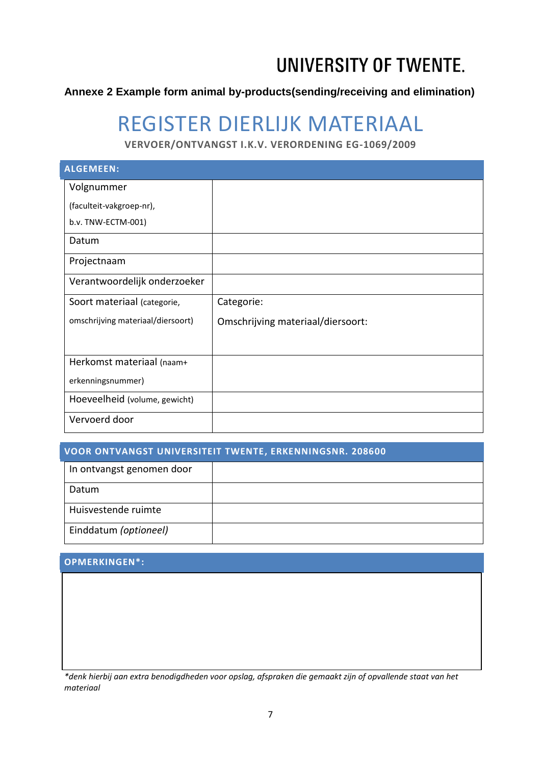UNIVERSITY OF TWENTE.

**Annexe 2 Example form animal by-products(sending/receiving and elimination)**

# REGISTER DIERLIJK MATERIAAL

**VERVOER/ONTVANGST I.K.V. VERORDENING EG-1069/2009**

| ALGEMEEN: | |
|---|---|
| Volgnummer (faculteit-vakgroep-nr), b.v. TNW-ECTM-001) | |
| Datum | |
| Projectnaam | |
| Verantwoordelijk onderzoeker | |
| Soort materiaal (categorie, omschrijving materiaal/diersoort) | Categorie: Omschrijving materiaal/diersoort: |
| Herkomst materiaal (naam+ erkenningsnummer) | |
| Hoeveelheid (volume, gewicht) | |
| Vervoerd door | |

| VOOR ONTVANGST UNIVERSITEIT TWENTE, ERKENNINGSNR. 208600 | |
|---|---|
| In ontvangst genomen door | |
| Datum | |
| Huisvestende ruimte | |
| Einddatum *(optioneel)* | |

| OPMERKINGEN*: |
|---|
| |

*\*denk hierbij aan extra benodigdheden voor opslag, afspraken die gemaakt zijn of opvallende staat van het materiaal*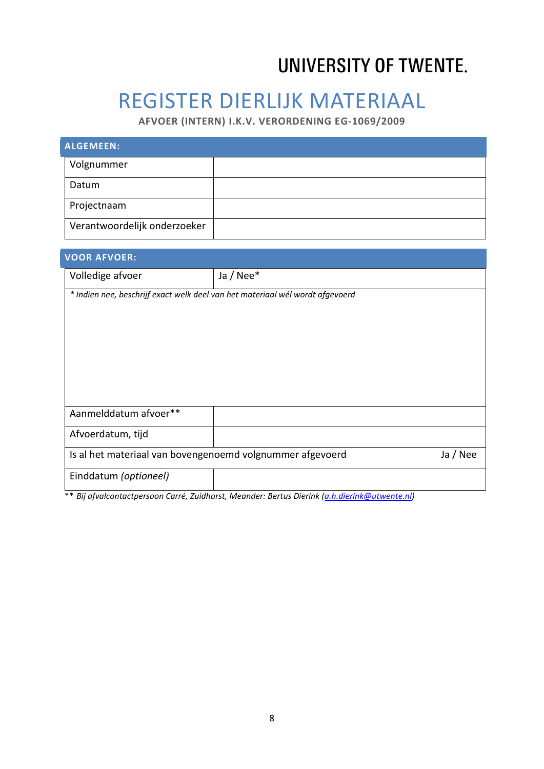UNIVERSITY OF TWENTE.

# REGISTER DIERLIJK MATERIAAL

**AFVOER (INTERN) I.K.V. VERORDENING EG-1069/2009**

| **ALGEMEEN:** | |
|---|---|
| Volgnummer | |
| Datum | |
| Projectnaam | |
| Verantwoordelijk onderzoeker | |

| **VOOR AFVOER:** | | |
|---|---|---|
| Volledige afvoer | Ja / Nee* | |
| *\* Indien nee, beschrijf exact welk deel van het materiaal wél wordt afgevoerd* | | |
| Aanmelddatum afvoer** | | |
| Afvoerdatum, tijd | | |
| Is al het materiaal van bovengenoemd volgnummer afgevoerd | | Ja / Nee |
| Einddatum *(optioneel)* | | |

*\*\* Bij afvalcontactpersoon Carré, Zuidhorst, Meander: Bertus Dierink ([a.h.dierink@utwente.nl](mailto:a.h.dierink@utwente.nl))*